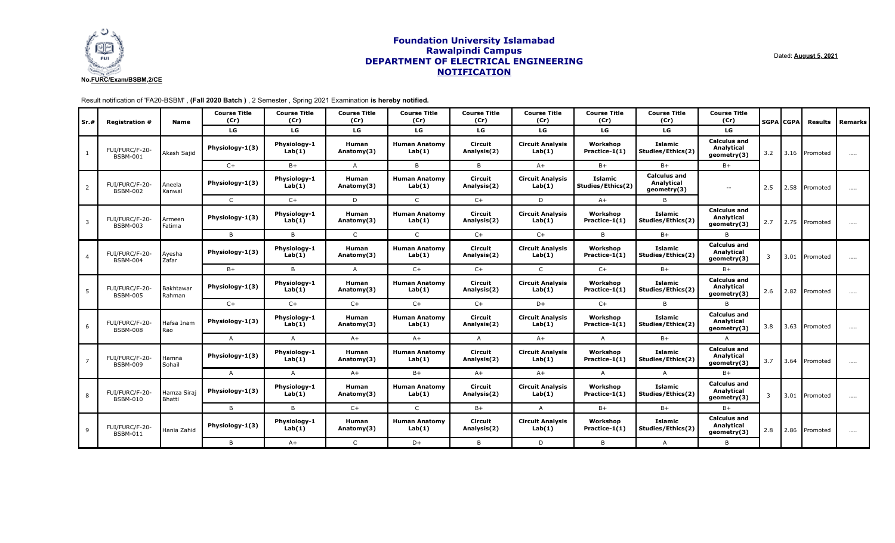**No.FURC/Exam/BSBM,2/CE**

# Foundation University Islamabad
## Rawalpindi Campus
## DEPARTMENT OF ELECTRICAL ENGINEERING
## NOTIFICATION

Dated: **August 5, 2021**

Result notification of 'FA20-BSBM' , **(Fall 2020 Batch )** , 2 Semester , Spring 2021 Examination **is hereby notified.**

| Sr.# | Registration # | Name | Course Title (Cr) | Course Title (Cr) | Course Title (Cr) | Course Title (Cr) | Course Title (Cr) | Course Title (Cr) | Course Title (Cr) | Course Title (Cr) | Course Title (Cr) | SGPA | CGPA | Results | Remarks |
|---|---|---|---|---|---|---|---|---|---|---|---|---|---|---|---|
| | | | LG | LG | LG | LG | LG | LG | LG | LG | LG | | | | |
| 1 | FUI/FURC/F-20-BSBM-001 | Akash Sajid | Physiology-1(3) | Physiology-1 Lab(1) | Human Anatomy(3) | Human Anatomy Lab(1) | Circuit Analysis(2) | Circuit Analysis Lab(1) | Workshop Practice-1(1) | Islamic Studies/Ethics(2) | Calculus and Analytical geometry(3) | 3.2 | 3.16 | Promoted | .... |
| | | | C+ | B+ | A | B | B | A+ | B+ | B+ | B+ | | | | |
| 2 | FUI/FURC/F-20-BSBM-002 | Aneela Kanwal | Physiology-1(3) | Physiology-1 Lab(1) | Human Anatomy(3) | Human Anatomy Lab(1) | Circuit Analysis(2) | Circuit Analysis Lab(1) | Islamic Studies/Ethics(2) | Calculus and Analytical geometry(3) | -- | 2.5 | 2.58 | Promoted | .... |
| | | | C | C+ | D | C | C+ | D | A+ | B | | | | | |
| 3 | FUI/FURC/F-20-BSBM-003 | Armeen Fatima | Physiology-1(3) | Physiology-1 Lab(1) | Human Anatomy(3) | Human Anatomy Lab(1) | Circuit Analysis(2) | Circuit Analysis Lab(1) | Workshop Practice-1(1) | Islamic Studies/Ethics(2) | Calculus and Analytical geometry(3) | 2.7 | 2.75 | Promoted | .... |
| | | | B | B | C | C | C+ | C+ | B | B+ | B | | | | |
| 4 | FUI/FURC/F-20-BSBM-004 | Ayesha Zafar | Physiology-1(3) | Physiology-1 Lab(1) | Human Anatomy(3) | Human Anatomy Lab(1) | Circuit Analysis(2) | Circuit Analysis Lab(1) | Workshop Practice-1(1) | Islamic Studies/Ethics(2) | Calculus and Analytical geometry(3) | 3 | 3.01 | Promoted | .... |
| | | | B+ | B | A | C+ | C+ | C | C+ | B+ | B+ | | | | |
| 5 | FUI/FURC/F-20-BSBM-005 | Bakhtawar Rahman | Physiology-1(3) | Physiology-1 Lab(1) | Human Anatomy(3) | Human Anatomy Lab(1) | Circuit Analysis(2) | Circuit Analysis Lab(1) | Workshop Practice-1(1) | Islamic Studies/Ethics(2) | Calculus and Analytical geometry(3) | 2.6 | 2.82 | Promoted | .... |
| | | | C+ | C+ | C+ | C+ | C+ | D+ | C+ | B | B | | | | |
| 6 | FUI/FURC/F-20-BSBM-008 | Hafsa Inam Rao | Physiology-1(3) | Physiology-1 Lab(1) | Human Anatomy(3) | Human Anatomy Lab(1) | Circuit Analysis(2) | Circuit Analysis Lab(1) | Workshop Practice-1(1) | Islamic Studies/Ethics(2) | Calculus and Analytical geometry(3) | 3.8 | 3.63 | Promoted | .... |
| | | | A | A | A+ | A+ | A | A+ | A | B+ | A | | | | |
| 7 | FUI/FURC/F-20-BSBM-009 | Hamna Sohail | Physiology-1(3) | Physiology-1 Lab(1) | Human Anatomy(3) | Human Anatomy Lab(1) | Circuit Analysis(2) | Circuit Analysis Lab(1) | Workshop Practice-1(1) | Islamic Studies/Ethics(2) | Calculus and Analytical geometry(3) | 3.7 | 3.64 | Promoted | .... |
| | | | A | A | A+ | B+ | A+ | A+ | A | A | B+ | | | | |
| 8 | FUI/FURC/F-20-BSBM-010 | Hamza Siraj Bhatti | Physiology-1(3) | Physiology-1 Lab(1) | Human Anatomy(3) | Human Anatomy Lab(1) | Circuit Analysis(2) | Circuit Analysis Lab(1) | Workshop Practice-1(1) | Islamic Studies/Ethics(2) | Calculus and Analytical geometry(3) | 3 | 3.01 | Promoted | .... |
| | | | B | B | C+ | C | B+ | A | B+ | B+ | B+ | | | | |
| 9 | FUI/FURC/F-20-BSBM-011 | Hania Zahid | Physiology-1(3) | Physiology-1 Lab(1) | Human Anatomy(3) | Human Anatomy Lab(1) | Circuit Analysis(2) | Circuit Analysis Lab(1) | Workshop Practice-1(1) | Islamic Studies/Ethics(2) | Calculus and Analytical geometry(3) | 2.8 | 2.86 | Promoted | .... |
| | | | B | A+ | C | D+ | B | D | B | A | B | | | | |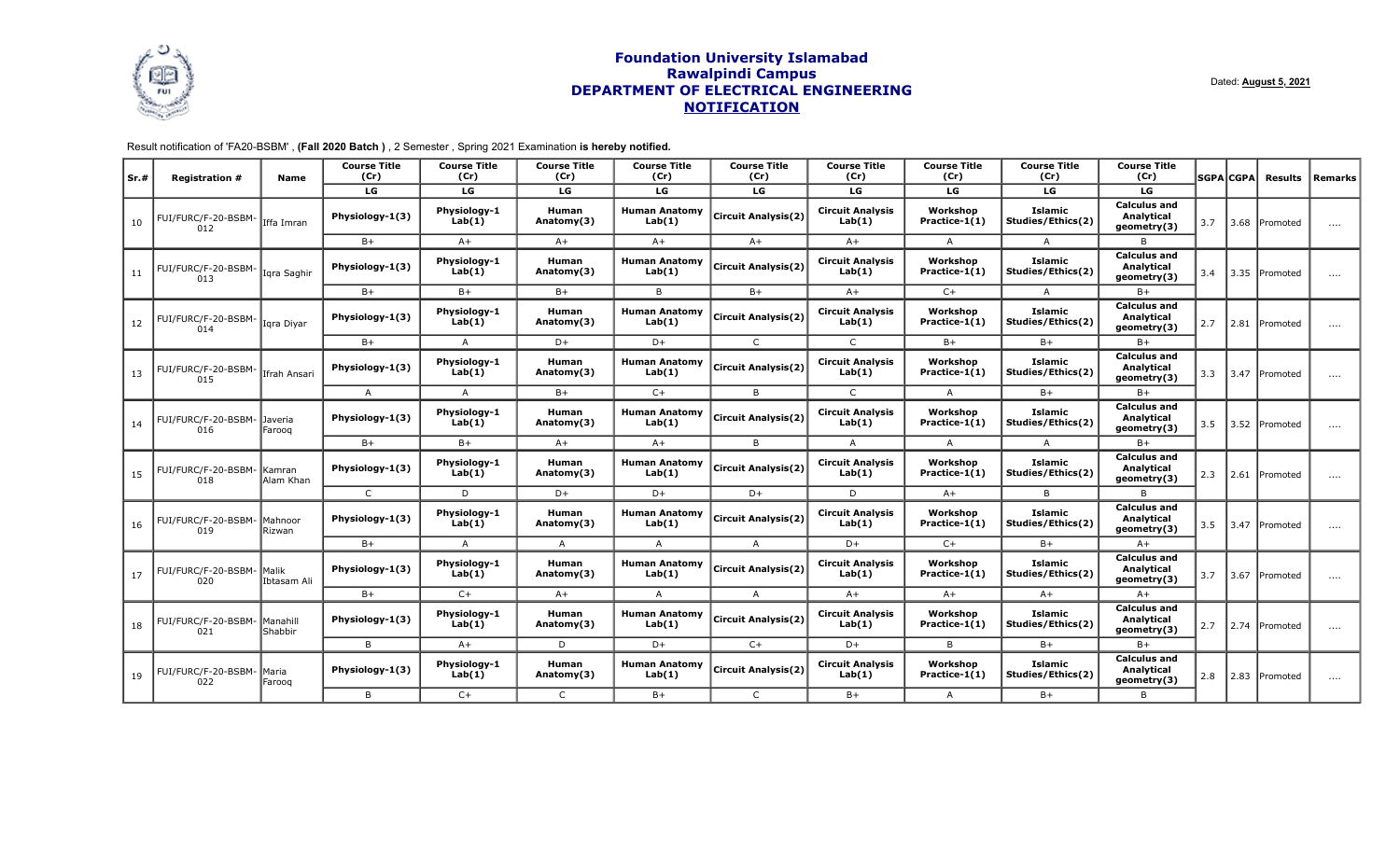# Foundation University Islamabad
## Rawalpindi Campus
## DEPARTMENT OF ELECTRICAL ENGINEERING
## NOTIFICATION

Dated: **August 5, 2021**

Result notification of 'FA20-BSBM' , **(Fall 2020 Batch )** , 2 Semester , Spring 2021 Examination **is hereby notified.**

| Sr.# | Registration # | Name | Course Title (Cr) | Course Title (Cr) | Course Title (Cr) | Course Title (Cr) | Course Title (Cr) | Course Title (Cr) | Course Title (Cr) | Course Title (Cr) | Course Title (Cr) | SGPA | CGPA | Results | Remarks |
|---|---|---|---|---|---|---|---|---|---|---|---|---|---|---|---|
| | | | LG | LG | LG | LG | LG | LG | LG | LG | LG | | | | |
| 10 | FUI/FURC/F-20-BSBM-012 | Iffa Imran | Physiology-1(3) | Physiology-1 Lab(1) | Human Anatomy(3) | Human Anatomy Lab(1) | Circuit Analysis(2) | Circuit Analysis Lab(1) | Workshop Practice-1(1) | Islamic Studies/Ethics(2) | Calculus and Analytical geometry(3) | 3.7 | 3.68 | Promoted | .... |
| | | | B+ | A+ | A+ | A+ | A+ | A+ | A | A | B | | | | |
| 11 | FUI/FURC/F-20-BSBM-013 | Iqra Saghir | Physiology-1(3) | Physiology-1 Lab(1) | Human Anatomy(3) | Human Anatomy Lab(1) | Circuit Analysis(2) | Circuit Analysis Lab(1) | Workshop Practice-1(1) | Islamic Studies/Ethics(2) | Calculus and Analytical geometry(3) | 3.4 | 3.35 | Promoted | .... |
| | | | B+ | B+ | B+ | B | B+ | A+ | C+ | A | B+ | | | | |
| 12 | FUI/FURC/F-20-BSBM-014 | Iqra Diyar | Physiology-1(3) | Physiology-1 Lab(1) | Human Anatomy(3) | Human Anatomy Lab(1) | Circuit Analysis(2) | Circuit Analysis Lab(1) | Workshop Practice-1(1) | Islamic Studies/Ethics(2) | Calculus and Analytical geometry(3) | 2.7 | 2.81 | Promoted | .... |
| | | | B+ | A | D+ | D+ | C | C | B+ | B+ | B+ | | | | |
| 13 | FUI/FURC/F-20-BSBM-015 | Ifrah Ansari | Physiology-1(3) | Physiology-1 Lab(1) | Human Anatomy(3) | Human Anatomy Lab(1) | Circuit Analysis(2) | Circuit Analysis Lab(1) | Workshop Practice-1(1) | Islamic Studies/Ethics(2) | Calculus and Analytical geometry(3) | 3.3 | 3.47 | Promoted | .... |
| | | | A | A | B+ | C+ | B | C | A | B+ | B+ | | | | |
| 14 | FUI/FURC/F-20-BSBM-016 | Javeria Farooq | Physiology-1(3) | Physiology-1 Lab(1) | Human Anatomy(3) | Human Anatomy Lab(1) | Circuit Analysis(2) | Circuit Analysis Lab(1) | Workshop Practice-1(1) | Islamic Studies/Ethics(2) | Calculus and Analytical geometry(3) | 3.5 | 3.52 | Promoted | .... |
| | | | B+ | B+ | A+ | A+ | B | A | A | A | B+ | | | | |
| 15 | FUI/FURC/F-20-BSBM-018 | Kamran Alam Khan | Physiology-1(3) | Physiology-1 Lab(1) | Human Anatomy(3) | Human Anatomy Lab(1) | Circuit Analysis(2) | Circuit Analysis Lab(1) | Workshop Practice-1(1) | Islamic Studies/Ethics(2) | Calculus and Analytical geometry(3) | 2.3 | 2.61 | Promoted | .... |
| | | | C | D | D+ | D+ | D+ | D | A+ | B | B | | | | |
| 16 | FUI/FURC/F-20-BSBM-019 | Mahnoor Rizwan | Physiology-1(3) | Physiology-1 Lab(1) | Human Anatomy(3) | Human Anatomy Lab(1) | Circuit Analysis(2) | Circuit Analysis Lab(1) | Workshop Practice-1(1) | Islamic Studies/Ethics(2) | Calculus and Analytical geometry(3) | 3.5 | 3.47 | Promoted | .... |
| | | | B+ | A | A | A | A | D+ | C+ | B+ | A+ | | | | |
| 17 | FUI/FURC/F-20-BSBM-020 | Malik Ibtasam Ali | Physiology-1(3) | Physiology-1 Lab(1) | Human Anatomy(3) | Human Anatomy Lab(1) | Circuit Analysis(2) | Circuit Analysis Lab(1) | Workshop Practice-1(1) | Islamic Studies/Ethics(2) | Calculus and Analytical geometry(3) | 3.7 | 3.67 | Promoted | .... |
| | | | B+ | C+ | A+ | A | A | A+ | A+ | A+ | A+ | | | | |
| 18 | FUI/FURC/F-20-BSBM-021 | Manahill Shabbir | Physiology-1(3) | Physiology-1 Lab(1) | Human Anatomy(3) | Human Anatomy Lab(1) | Circuit Analysis(2) | Circuit Analysis Lab(1) | Workshop Practice-1(1) | Islamic Studies/Ethics(2) | Calculus and Analytical geometry(3) | 2.7 | 2.74 | Promoted | .... |
| | | | B | A+ | D | D+ | C+ | D+ | B | B+ | B+ | | | | |
| 19 | FUI/FURC/F-20-BSBM-022 | Maria Farooq | Physiology-1(3) | Physiology-1 Lab(1) | Human Anatomy(3) | Human Anatomy Lab(1) | Circuit Analysis(2) | Circuit Analysis Lab(1) | Workshop Practice-1(1) | Islamic Studies/Ethics(2) | Calculus and Analytical geometry(3) | 2.8 | 2.83 | Promoted | .... |
| | | | B | C+ | C | B+ | C | B+ | A | B+ | B | | | | |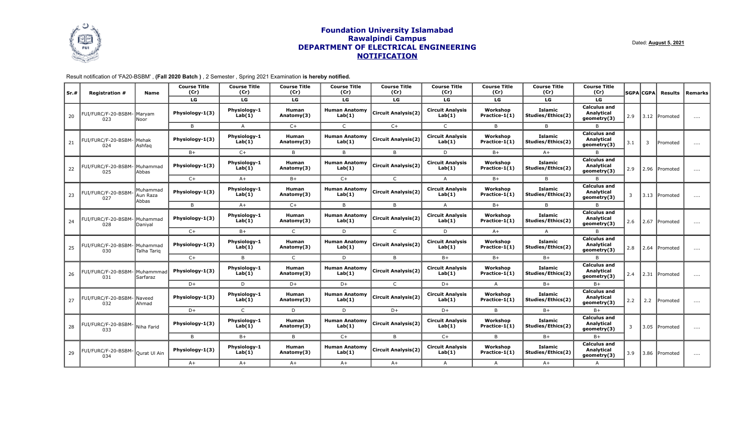# Foundation University Islamabad
## Rawalpindi Campus
## DEPARTMENT OF ELECTRICAL ENGINEERING
## NOTIFICATION

Dated: **August 5, 2021**

Result notification of 'FA20-BSBM' , **(Fall 2020 Batch )** , 2 Semester , Spring 2021 Examination **is hereby notified.**

| Sr.# | Registration # | Name | Course Title (Cr) | Course Title (Cr) | Course Title (Cr) | Course Title (Cr) | Course Title (Cr) | Course Title (Cr) | Course Title (Cr) | Course Title (Cr) | Course Title (Cr) | SGPA | CGPA | Results | Remarks |
|---|---|---|---|---|---|---|---|---|---|---|---|---|---|---|---|
| | | | LG | LG | LG | LG | LG | LG | LG | LG | LG | | | | |
| 20 | FUI/FURC/F-20-BSBM-023 | Maryam Noor | Physiology-1(3) | Physiology-1 Lab(1) | Human Anatomy(3) | Human Anatomy Lab(1) | Circuit Analysis(2) | Circuit Analysis Lab(1) | Workshop Practice-1(1) | Islamic Studies/Ethics(2) | Calculus and Analytical geometry(3) | 2.9 | 3.12 | Promoted | .... |
| | | | B | A | C+ | C | C+ | C | B | B | B | | | | |
| 21 | FUI/FURC/F-20-BSBM-024 | Mehak Ashfaq | Physiology-1(3) | Physiology-1 Lab(1) | Human Anatomy(3) | Human Anatomy Lab(1) | Circuit Analysis(2) | Circuit Analysis Lab(1) | Workshop Practice-1(1) | Islamic Studies/Ethics(2) | Calculus and Analytical geometry(3) | 3.1 | 3 | Promoted | .... |
| | | | B+ | C+ | B | B | B | D | B+ | A+ | B | | | | |
| 22 | FUI/FURC/F-20-BSBM-025 | Muhammad Abbas | Physiology-1(3) | Physiology-1 Lab(1) | Human Anatomy(3) | Human Anatomy Lab(1) | Circuit Analysis(2) | Circuit Analysis Lab(1) | Workshop Practice-1(1) | Islamic Studies/Ethics(2) | Calculus and Analytical geometry(3) | 2.9 | 2.96 | Promoted | .... |
| | | | C+ | A+ | B+ | C+ | C | A | B+ | B | B | | | | |
| 23 | FUI/FURC/F-20-BSBM-027 | Muhammad Aun Raza Abbas | Physiology-1(3) | Physiology-1 Lab(1) | Human Anatomy(3) | Human Anatomy Lab(1) | Circuit Analysis(2) | Circuit Analysis Lab(1) | Workshop Practice-1(1) | Islamic Studies/Ethics(2) | Calculus and Analytical geometry(3) | 3 | 3.13 | Promoted | .... |
| | | | B | A+ | C+ | B | B | A | B+ | B | B | | | | |
| 24 | FUI/FURC/F-20-BSBM-028 | Muhammad Daniyal | Physiology-1(3) | Physiology-1 Lab(1) | Human Anatomy(3) | Human Anatomy Lab(1) | Circuit Analysis(2) | Circuit Analysis Lab(1) | Workshop Practice-1(1) | Islamic Studies/Ethics(2) | Calculus and Analytical geometry(3) | 2.6 | 2.67 | Promoted | .... |
| | | | C+ | B+ | C | D | C | D | A+ | A | B | | | | |
| 25 | FUI/FURC/F-20-BSBM-030 | Muhammad Talha Tariq | Physiology-1(3) | Physiology-1 Lab(1) | Human Anatomy(3) | Human Anatomy Lab(1) | Circuit Analysis(2) | Circuit Analysis Lab(1) | Workshop Practice-1(1) | Islamic Studies/Ethics(2) | Calculus and Analytical geometry(3) | 2.8 | 2.64 | Promoted | .... |
| | | | C+ | B | C | D | B | B+ | B+ | B+ | B | | | | |
| 26 | FUI/FURC/F-20-BSBM-031 | Muhammmad Sarfaraz | Physiology-1(3) | Physiology-1 Lab(1) | Human Anatomy(3) | Human Anatomy Lab(1) | Circuit Analysis(2) | Circuit Analysis Lab(1) | Workshop Practice-1(1) | Islamic Studies/Ethics(2) | Calculus and Analytical geometry(3) | 2.4 | 2.31 | Promoted | .... |
| | | | D+ | D | D+ | D+ | C | D+ | A | B+ | B+ | | | | |
| 27 | FUI/FURC/F-20-BSBM-032 | Naveed Ahmad | Physiology-1(3) | Physiology-1 Lab(1) | Human Anatomy(3) | Human Anatomy Lab(1) | Circuit Analysis(2) | Circuit Analysis Lab(1) | Workshop Practice-1(1) | Islamic Studies/Ethics(2) | Calculus and Analytical geometry(3) | 2.2 | 2.2 | Promoted | .... |
| | | | D+ | C | D | D | D+ | D+ | B | B+ | B+ | | | | |
| 28 | FUI/FURC/F-20-BSBM-033 | Niha Farid | Physiology-1(3) | Physiology-1 Lab(1) | Human Anatomy(3) | Human Anatomy Lab(1) | Circuit Analysis(2) | Circuit Analysis Lab(1) | Workshop Practice-1(1) | Islamic Studies/Ethics(2) | Calculus and Analytical geometry(3) | 3 | 3.05 | Promoted | .... |
| | | | B | B+ | B | C+ | B | C+ | B | B+ | B+ | | | | |
| 29 | FUI/FURC/F-20-BSBM-034 | Qurat Ul Ain | Physiology-1(3) | Physiology-1 Lab(1) | Human Anatomy(3) | Human Anatomy Lab(1) | Circuit Analysis(2) | Circuit Analysis Lab(1) | Workshop Practice-1(1) | Islamic Studies/Ethics(2) | Calculus and Analytical geometry(3) | 3.9 | 3.86 | Promoted | .... |
| | | | A+ | A+ | A+ | A+ | A+ | A | A | A+ | A | | | | |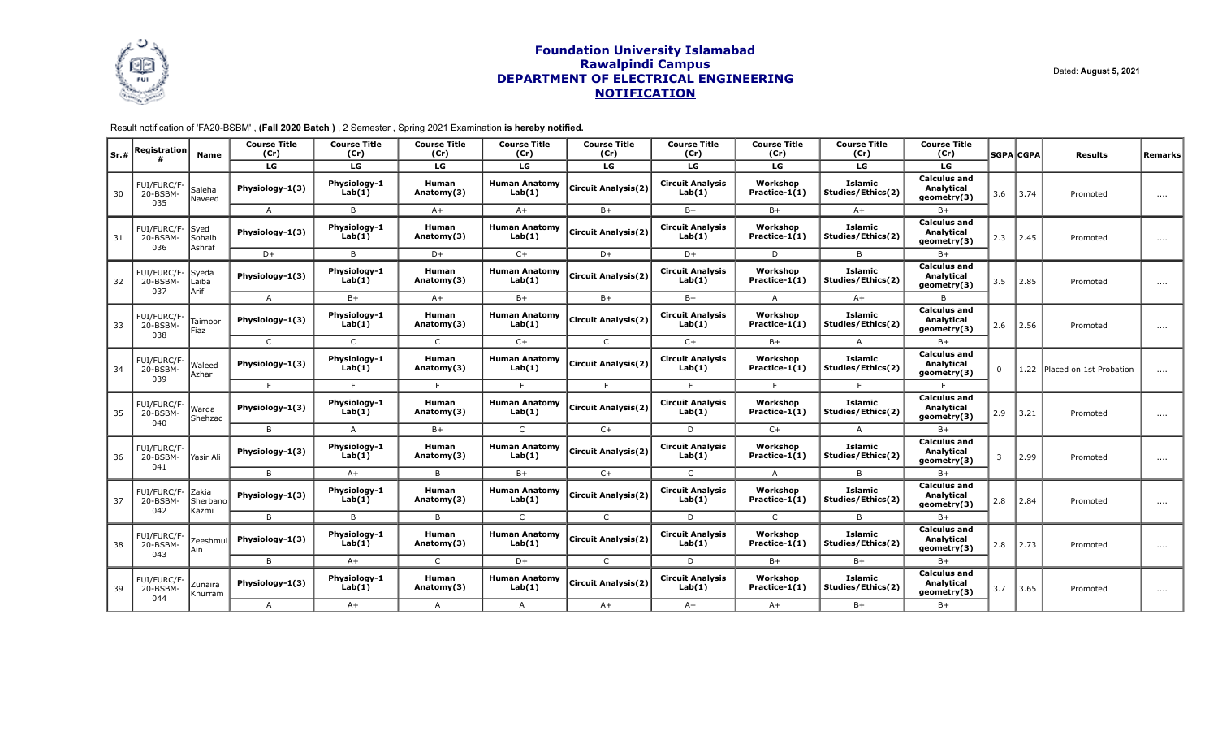# Foundation University Islamabad
## Rawalpindi Campus
## DEPARTMENT OF ELECTRICAL ENGINEERING
## NOTIFICATION

Dated: **August 5, 2021**

Result notification of 'FA20-BSBM' , **(Fall 2020 Batch )** , 2 Semester , Spring 2021 Examination **is hereby notified.**

| Sr.# | Registration # | Name | Course Title (Cr) | Course Title (Cr) | Course Title (Cr) | Course Title (Cr) | Course Title (Cr) | Course Title (Cr) | Course Title (Cr) | Course Title (Cr) | Course Title (Cr) | SGPA | CGPA | Results | Remarks |
|---|---|---|---|---|---|---|---|---|---|---|---|---|---|---|---|
| | | | LG | LG | LG | LG | LG | LG | LG | LG | LG | | | | |
| 30 | FUI/FURC/F-20-BSBM-035 | Saleha Naveed | Physiology-1(3) | Physiology-1 Lab(1) | Human Anatomy(3) | Human Anatomy Lab(1) | Circuit Analysis(2) | Circuit Analysis Lab(1) | Workshop Practice-1(1) | Islamic Studies/Ethics(2) | Calculus and Analytical geometry(3) | 3.6 | 3.74 | Promoted | .... |
| | | | A | B | A+ | A+ | B+ | B+ | B+ | A+ | B+ | | | | |
| 31 | FUI/FURC/F-20-BSBM-036 | Syed Sohaib Ashraf | Physiology-1(3) | Physiology-1 Lab(1) | Human Anatomy(3) | Human Anatomy Lab(1) | Circuit Analysis(2) | Circuit Analysis Lab(1) | Workshop Practice-1(1) | Islamic Studies/Ethics(2) | Calculus and Analytical geometry(3) | 2.3 | 2.45 | Promoted | .... |
| | | | D+ | B | D+ | C+ | D+ | D+ | D | B | B+ | | | | |
| 32 | FUI/FURC/F-20-BSBM-037 | Syeda Laiba Arif | Physiology-1(3) | Physiology-1 Lab(1) | Human Anatomy(3) | Human Anatomy Lab(1) | Circuit Analysis(2) | Circuit Analysis Lab(1) | Workshop Practice-1(1) | Islamic Studies/Ethics(2) | Calculus and Analytical geometry(3) | 3.5 | 2.85 | Promoted | .... |
| | | | A | B+ | A+ | B+ | B+ | B+ | A | A+ | B | | | | |
| 33 | FUI/FURC/F-20-BSBM-038 | Taimoor Fiaz | Physiology-1(3) | Physiology-1 Lab(1) | Human Anatomy(3) | Human Anatomy Lab(1) | Circuit Analysis(2) | Circuit Analysis Lab(1) | Workshop Practice-1(1) | Islamic Studies/Ethics(2) | Calculus and Analytical geometry(3) | 2.6 | 2.56 | Promoted | .... |
| | | | C | C | C | C+ | C | C+ | B+ | A | B+ | | | | |
| 34 | FUI/FURC/F-20-BSBM-039 | Waleed Azhar | Physiology-1(3) | Physiology-1 Lab(1) | Human Anatomy(3) | Human Anatomy Lab(1) | Circuit Analysis(2) | Circuit Analysis Lab(1) | Workshop Practice-1(1) | Islamic Studies/Ethics(2) | Calculus and Analytical geometry(3) | 0 | 1.22 | Placed on 1st Probation | .... |
| | | | F | F | F | F | F | F | F | F | F | | | | |
| 35 | FUI/FURC/F-20-BSBM-040 | Warda Shehzad | Physiology-1(3) | Physiology-1 Lab(1) | Human Anatomy(3) | Human Anatomy Lab(1) | Circuit Analysis(2) | Circuit Analysis Lab(1) | Workshop Practice-1(1) | Islamic Studies/Ethics(2) | Calculus and Analytical geometry(3) | 2.9 | 3.21 | Promoted | .... |
| | | | B | A | B+ | C | C+ | D | C+ | A | B+ | | | | |
| 36 | FUI/FURC/F-20-BSBM-041 | Yasir Ali | Physiology-1(3) | Physiology-1 Lab(1) | Human Anatomy(3) | Human Anatomy Lab(1) | Circuit Analysis(2) | Circuit Analysis Lab(1) | Workshop Practice-1(1) | Islamic Studies/Ethics(2) | Calculus and Analytical geometry(3) | 3 | 2.99 | Promoted | .... |
| | | | B | A+ | B | B+ | C+ | C | A | B | B+ | | | | |
| 37 | FUI/FURC/F-20-BSBM-042 | Zakia Sherbano Kazmi | Physiology-1(3) | Physiology-1 Lab(1) | Human Anatomy(3) | Human Anatomy Lab(1) | Circuit Analysis(2) | Circuit Analysis Lab(1) | Workshop Practice-1(1) | Islamic Studies/Ethics(2) | Calculus and Analytical geometry(3) | 2.8 | 2.84 | Promoted | .... |
| | | | B | B | B | C | C | D | C | B | B+ | | | | |
| 38 | FUI/FURC/F-20-BSBM-043 | Zeeshmul Ain | Physiology-1(3) | Physiology-1 Lab(1) | Human Anatomy(3) | Human Anatomy Lab(1) | Circuit Analysis(2) | Circuit Analysis Lab(1) | Workshop Practice-1(1) | Islamic Studies/Ethics(2) | Calculus and Analytical geometry(3) | 2.8 | 2.73 | Promoted | .... |
| | | | B | A+ | C | D+ | C | D | B+ | B+ | B+ | | | | |
| 39 | FUI/FURC/F-20-BSBM-044 | Zunaira Khurram | Physiology-1(3) | Physiology-1 Lab(1) | Human Anatomy(3) | Human Anatomy Lab(1) | Circuit Analysis(2) | Circuit Analysis Lab(1) | Workshop Practice-1(1) | Islamic Studies/Ethics(2) | Calculus and Analytical geometry(3) | 3.7 | 3.65 | Promoted | .... |
| | | | A | A+ | A | A | A+ | A+ | A+ | B+ | B+ | | | | |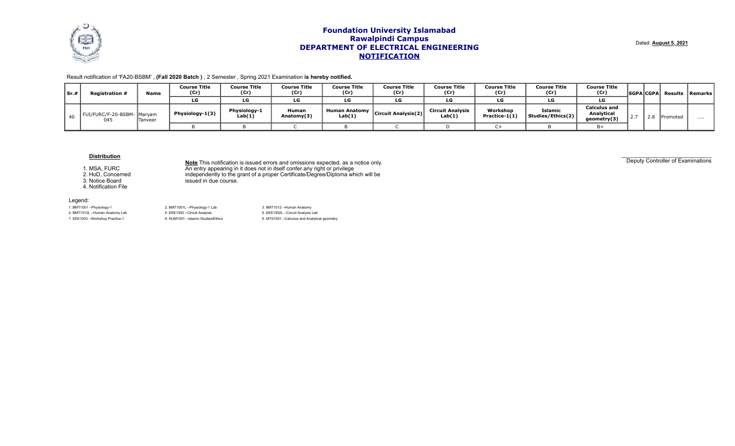# Foundation University Islamabad
## Rawalpindi Campus
## DEPARTMENT OF ELECTRICAL ENGINEERING
## NOTIFICATION

Dated: **August 5, 2021**

Result notification of 'FA20-BSBM' , **(Fall 2020 Batch )** , 2 Semester , Spring 2021 Examination **is hereby notified.**

| Sr.# | Registration # | Name | Course Title (Cr) | Course Title (Cr) | Course Title (Cr) | Course Title (Cr) | Course Title (Cr) | Course Title (Cr) | Course Title (Cr) | Course Title (Cr) | Course Title (Cr) | SGPA | CGPA | Results | Remarks |
|---|---|---|---|---|---|---|---|---|---|---|---|---|---|---|---|
| | | | LG | LG | LG | LG | LG | LG | LG | LG | LG | | | | |
| 40 | FUI/FURC/F-20-BSBM-045 | Maryam Tanveer | Physiology-1(3) | Physiology-1 Lab(1) | Human Anatomy(3) | Human Anatomy Lab(1) | Circuit Analysis(2) | Circuit Analysis Lab(1) | Workshop Practice-1(1) | Islamic Studies/Ethics(2) | Calculus and Analytical geometry(3) | 2.7 | 2.8 | Promoted | .... |
| | | | B | B | C | B | C | D | C+ | B | B+ | | | | |

**Distribution**

1. MSA, FURC
2. HoD, Concerned
3. Notice Board
4. Notification File

**Note** This notification is issued errors and omissions expected, as a notice only. An entry appearing in it does not in itself confer any right or privilege independently to the grant of a proper Certificate/Degree/Diploma which will be issued in due course.

Deputy Controller of Examinations

Legend:

1. BMT1001 --Physiology-1
2. BMT1001L --Physiology-1 Lab
3. BMT1012 --Human Anatomy
4. BMT1012L --Human Anatomy Lab
5. EEE1002 --Circuit Analysis
6. EEE1002L --Circuit Analysis Lab
7. EEE1003 --Workshop Practice-1
8. HUM1001 --Islamic Studies/Ethics
9. MTS1001 --Calculus and Analytical geometry